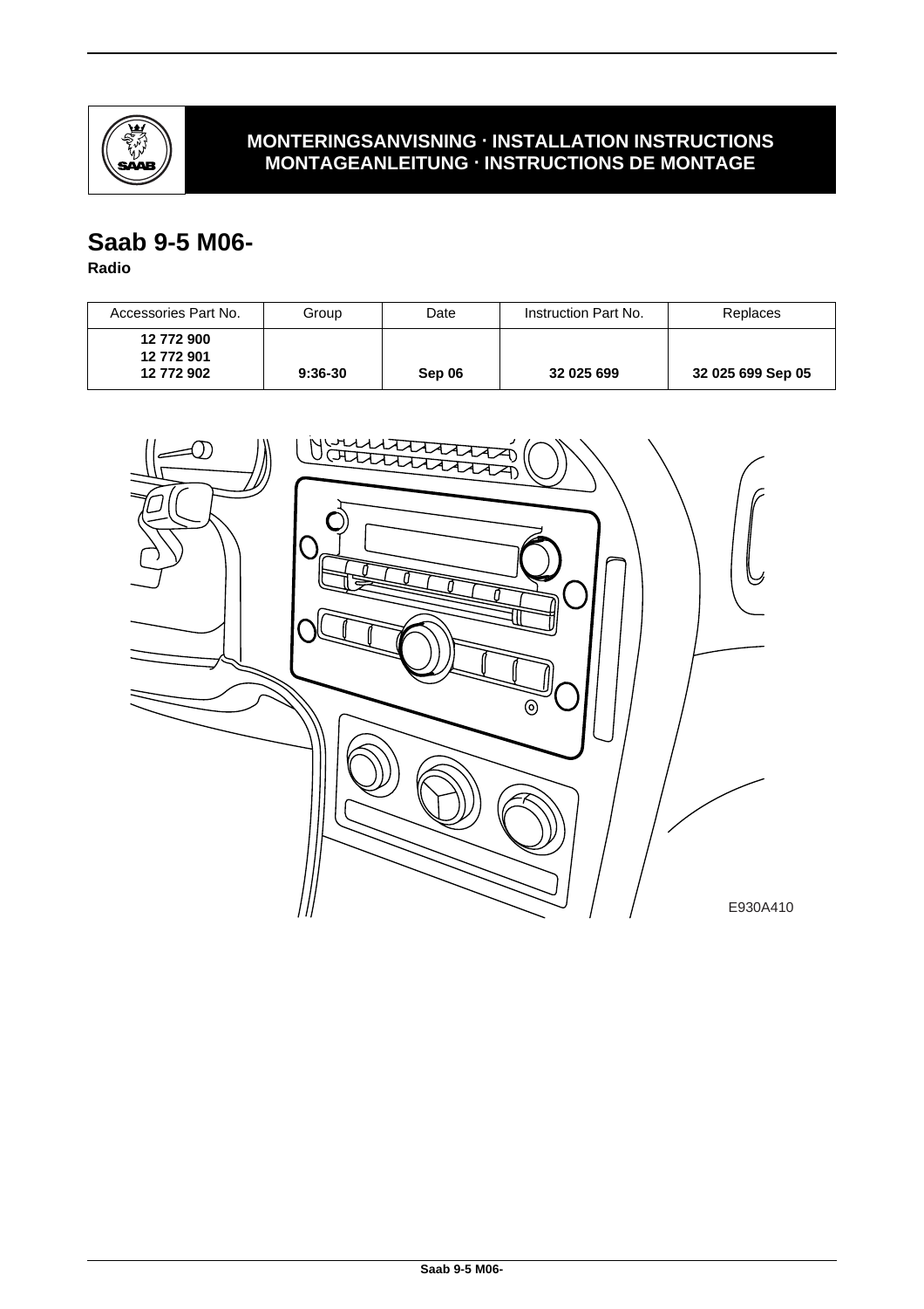**MONTERINGSANVISNING · INSTALLATION INSTRUCTIONS**
**MONTAGEANLEITUNG · INSTRUCTIONS DE MONTAGE**

# Saab 9-5 M06-

**Radio**

| Accessories Part No. | Group | Date | Instruction Part No. | Replaces |
|---|---|---|---|---|
| **12 772 900**<br>**12 772 901**<br>**12 772 902** | **9:36-30** | **Sep 06** | **32 025 699** | **32 025 699 Sep 05** |

E930A410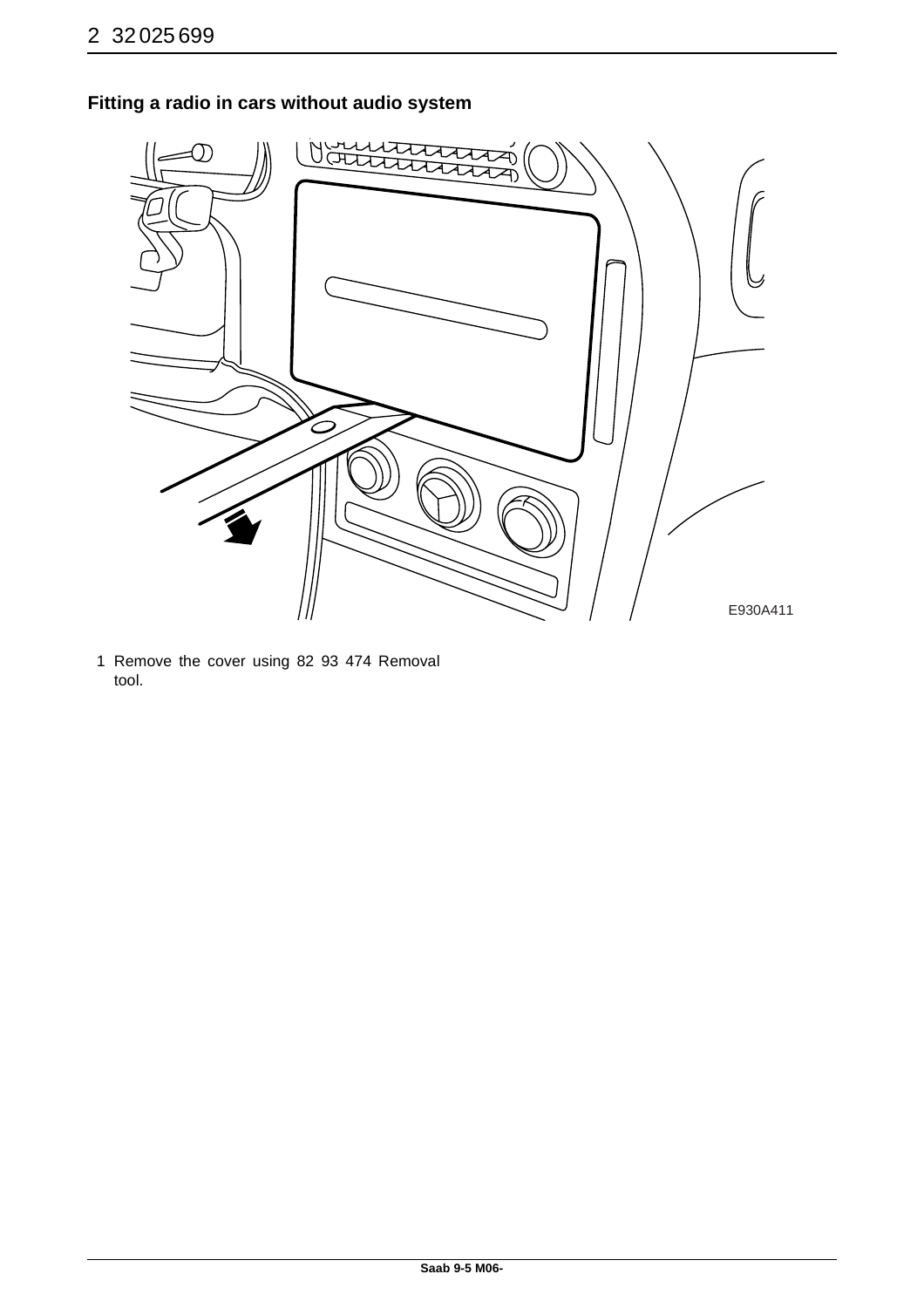## Fitting a radio in cars without audio system

E930A411

1 Remove the cover using 82 93 474 Removal tool.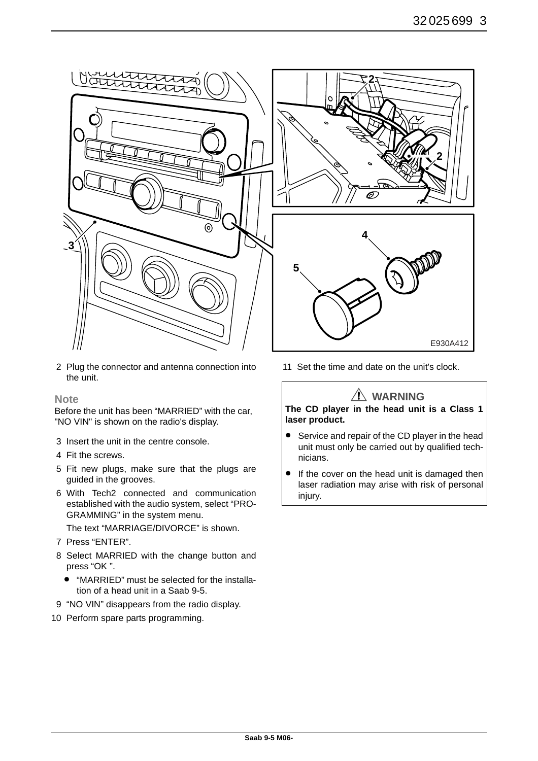2 Plug the connector and antenna connection into the unit.

**Note**

Before the unit has been “MARRIED” with the car, "NO VIN" is shown on the radio's display.

3 Insert the unit in the centre console.

4 Fit the screws.

5 Fit new plugs, make sure that the plugs are guided in the grooves.

6 With Tech2 connected and communication established with the audio system, select “PROGRAMMING” in the system menu.

The text “MARRIAGE/DIVORCE” is shown.

7 Press “ENTER”.

8 Select MARRIED with the change button and press “OK ”.

- “MARRIED” must be selected for the installation of a head unit in a Saab 9-5.

9 “NO VIN” disappears from the radio display.

10 Perform spare parts programming.

11 Set the time and date on the unit's clock.

**⚠ WARNING**

**The CD player in the head unit is a Class 1 laser product.**

- Service and repair of the CD player in the head unit must only be carried out by qualified technicians.
- If the cover on the head unit is damaged then laser radiation may arise with risk of personal injury.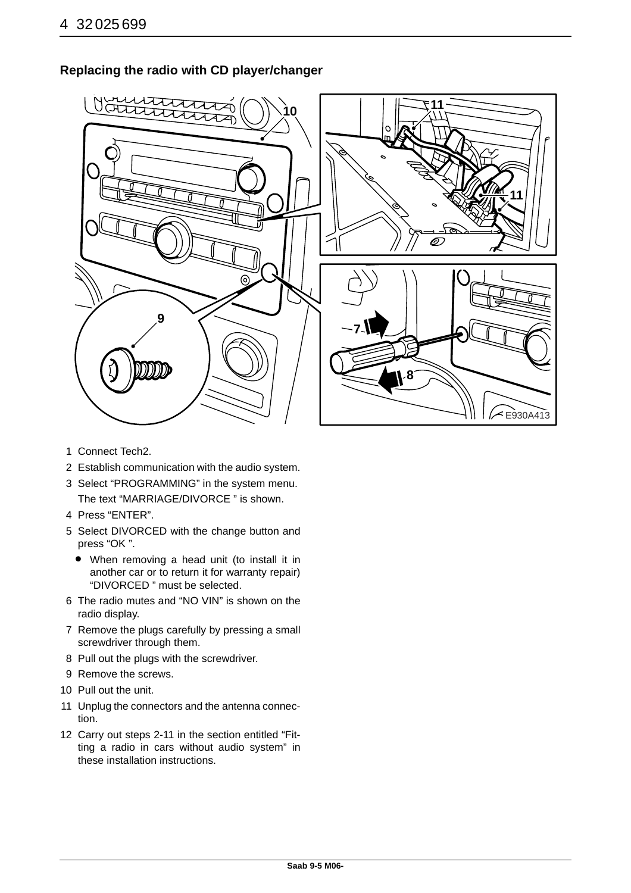## Replacing the radio with CD player/changer

1 Connect Tech2.
2 Establish communication with the audio system.
3 Select "PROGRAMMING" in the system menu.
   The text "MARRIAGE/DIVORCE " is shown.
4 Press "ENTER".
5 Select DIVORCED with the change button and press "OK ".
   - When removing a head unit (to install it in another car or to return it for warranty repair) "DIVORCED " must be selected.
6 The radio mutes and "NO VIN" is shown on the radio display.
7 Remove the plugs carefully by pressing a small screwdriver through them.
8 Pull out the plugs with the screwdriver.
9 Remove the screws.
10 Pull out the unit.
11 Unplug the connectors and the antenna connection.
12 Carry out steps 2-11 in the section entitled "Fitting a radio in cars without audio system" in these installation instructions.